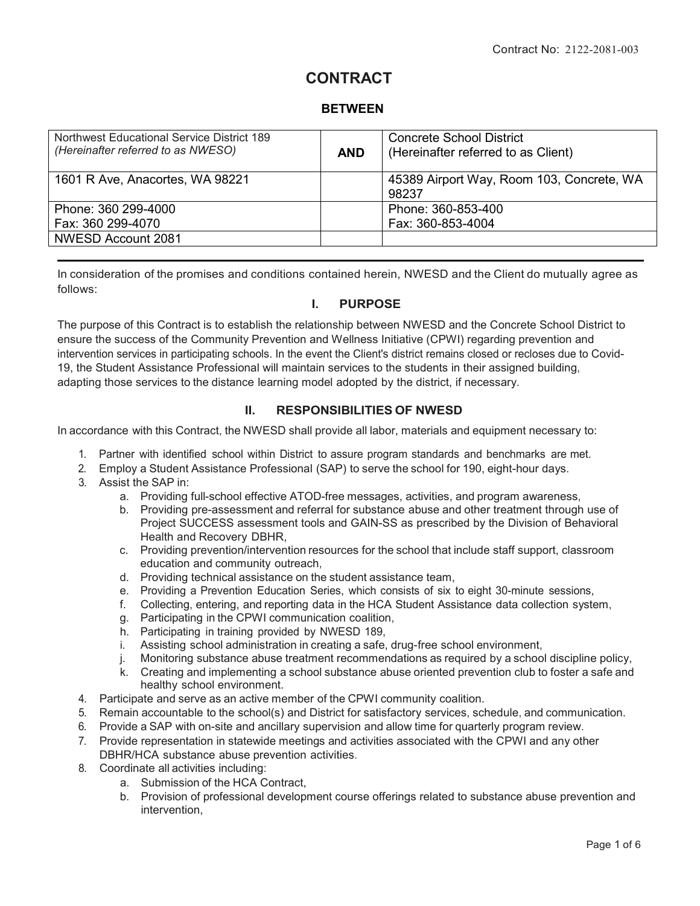Contract No: 2122-2081-003

# CONTRACT

## BETWEEN

| Northwest Educational Service District 189 *(Hereinafter referred to as NWESO)* | **AND** | Concrete School District (Hereinafter referred to as Client) |
|---|---|---|
| 1601 R Ave, Anacortes, WA 98221 | | 45389 Airport Way, Room 103, Concrete, WA 98237 |
| Phone: 360 299-4000 Fax: 360 299-4070 | | Phone: 360-853-400 Fax: 360-853-4004 |
| NWESD Account 2081 | | |

In consideration of the promises and conditions contained herein, NWESD and the Client do mutually agree as follows:

### I. PURPOSE

The purpose of this Contract is to establish the relationship between NWESD and the Concrete School District to ensure the success of the Community Prevention and Wellness Initiative (CPWI) regarding prevention and intervention services in participating schools. In the event the Client's district remains closed or recloses due to Covid-19, the Student Assistance Professional will maintain services to the students in their assigned building, adapting those services to the distance learning model adopted by the district, if necessary.

### II. RESPONSIBILITIES OF NWESD

In accordance with this Contract, the NWESD shall provide all labor, materials and equipment necessary to:

1. Partner with identified school within District to assure program standards and benchmarks are met.
2. Employ a Student Assistance Professional (SAP) to serve the school for 190, eight-hour days.
3. Assist the SAP in:
   a. Providing full-school effective ATOD-free messages, activities, and program awareness,
   b. Providing pre-assessment and referral for substance abuse and other treatment through use of Project SUCCESS assessment tools and GAIN-SS as prescribed by the Division of Behavioral Health and Recovery DBHR,
   c. Providing prevention/intervention resources for the school that include staff support, classroom education and community outreach,
   d. Providing technical assistance on the student assistance team,
   e. Providing a Prevention Education Series, which consists of six to eight 30-minute sessions,
   f. Collecting, entering, and reporting data in the HCA Student Assistance data collection system,
   g. Participating in the CPWI communication coalition,
   h. Participating in training provided by NWESD 189,
   i. Assisting school administration in creating a safe, drug-free school environment,
   j. Monitoring substance abuse treatment recommendations as required by a school discipline policy,
   k. Creating and implementing a school substance abuse oriented prevention club to foster a safe and healthy school environment.
4. Participate and serve as an active member of the CPWI community coalition.
5. Remain accountable to the school(s) and District for satisfactory services, schedule, and communication.
6. Provide a SAP with on-site and ancillary supervision and allow time for quarterly program review.
7. Provide representation in statewide meetings and activities associated with the CPWI and any other DBHR/HCA substance abuse prevention activities.
8. Coordinate all activities including:
   a. Submission of the HCA Contract,
   b. Provision of professional development course offerings related to substance abuse prevention and intervention,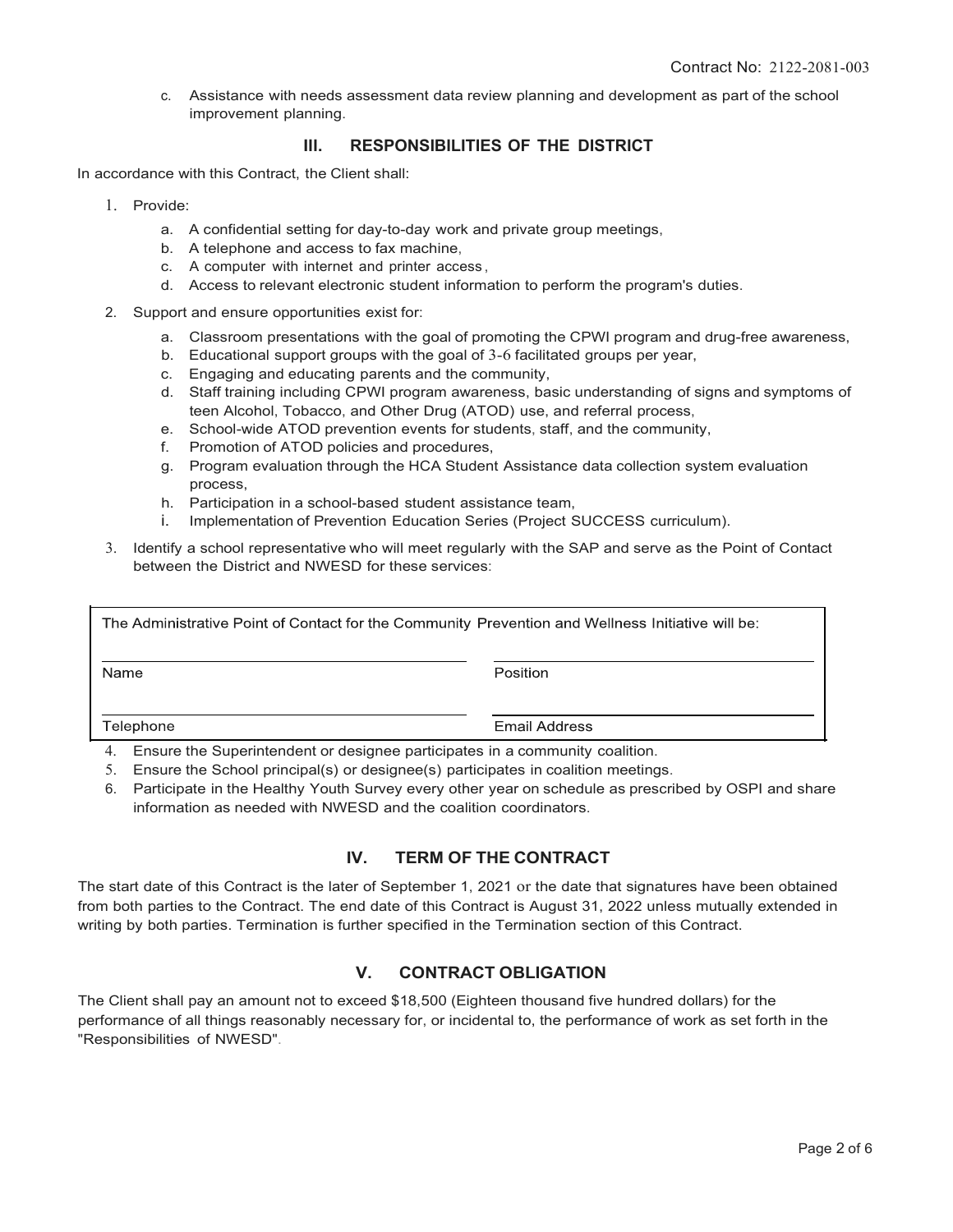Contract No: 2122-2081-003

c. Assistance with needs assessment data review planning and development as part of the school improvement planning.

## III. RESPONSIBILITIES OF THE DISTRICT

In accordance with this Contract, the Client shall:

1. Provide:
   a. A confidential setting for day-to-day work and private group meetings,
   b. A telephone and access to fax machine,
   c. A computer with internet and printer access,
   d. Access to relevant electronic student information to perform the program's duties.
2. Support and ensure opportunities exist for:
   a. Classroom presentations with the goal of promoting the CPWI program and drug-free awareness,
   b. Educational support groups with the goal of 3-6 facilitated groups per year,
   c. Engaging and educating parents and the community,
   d. Staff training including CPWI program awareness, basic understanding of signs and symptoms of teen Alcohol, Tobacco, and Other Drug (ATOD) use, and referral process,
   e. School-wide ATOD prevention events for students, staff, and the community,
   f. Promotion of ATOD policies and procedures,
   g. Program evaluation through the HCA Student Assistance data collection system evaluation process,
   h. Participation in a school-based student assistance team,
   i. Implementation of Prevention Education Series (Project SUCCESS curriculum).
3. Identify a school representative who will meet regularly with the SAP and serve as the Point of Contact between the District and NWESD for these services:

| The Administrative Point of Contact for the Community Prevention and Wellness Initiative will be: | |
|---|---|
| Name | Position |
| Telephone | Email Address |

4. Ensure the Superintendent or designee participates in a community coalition.
5. Ensure the School principal(s) or designee(s) participates in coalition meetings.
6. Participate in the Healthy Youth Survey every other year on schedule as prescribed by OSPI and share information as needed with NWESD and the coalition coordinators.

## IV. TERM OF THE CONTRACT

The start date of this Contract is the later of September 1, 2021 or the date that signatures have been obtained from both parties to the Contract. The end date of this Contract is August 31, 2022 unless mutually extended in writing by both parties. Termination is further specified in the Termination section of this Contract.

## V. CONTRACT OBLIGATION

The Client shall pay an amount not to exceed $18,500 (Eighteen thousand five hundred dollars) for the performance of all things reasonably necessary for, or incidental to, the performance of work as set forth in the "Responsibilities of NWESD".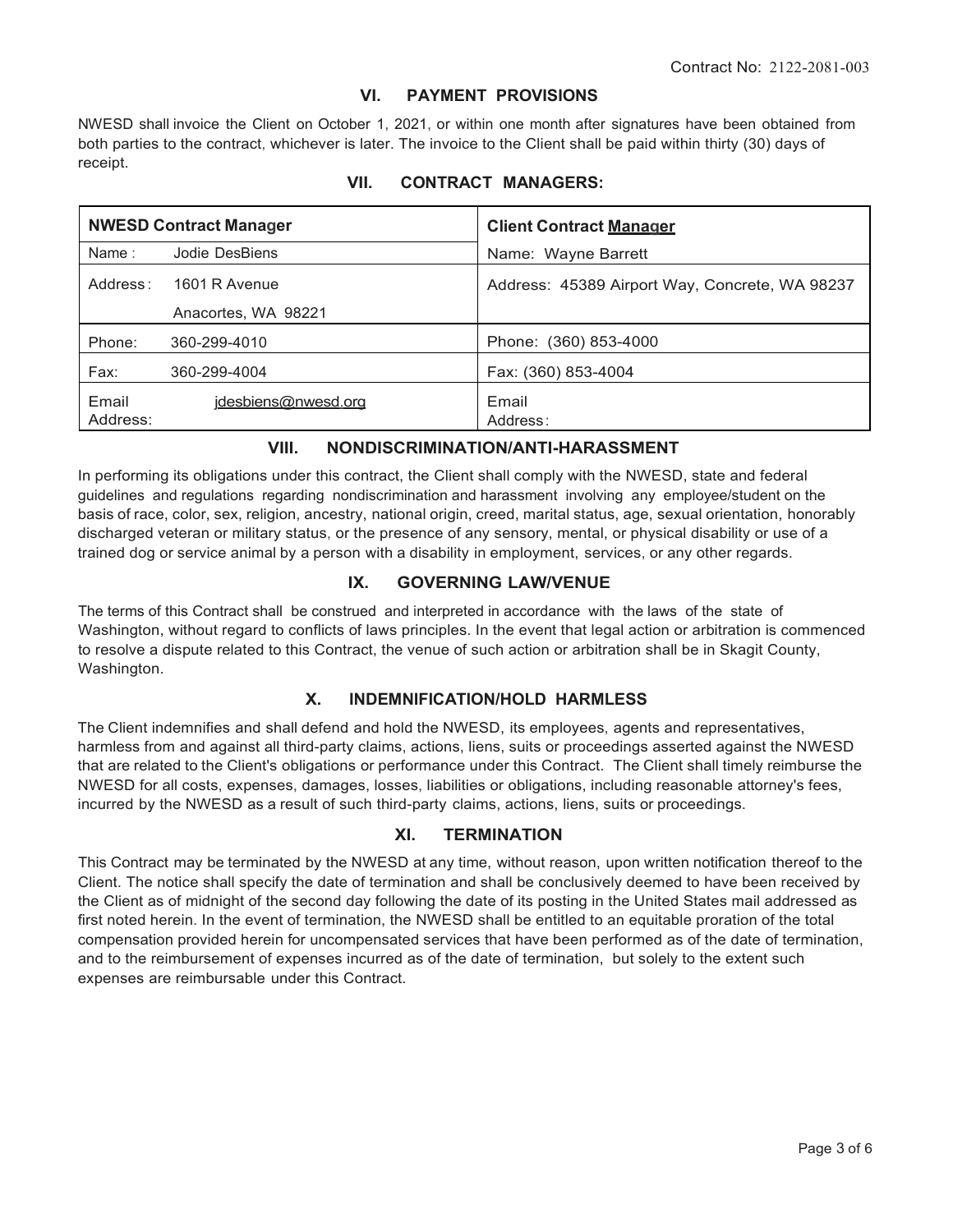Contract No: 2122-2081-003

## VI. PAYMENT PROVISIONS

NWESD shall invoice the Client on October 1, 2021, or within one month after signatures have been obtained from both parties to the contract, whichever is later. The invoice to the Client shall be paid within thirty (30) days of receipt.

## VII. CONTRACT MANAGERS:

| **NWESD Contract Manager** | | **Client Contract Manager** |
|---|---|---|
| Name : | Jodie DesBiens | Name: Wayne Barrett |
| Address: | 1601 R Avenue<br>Anacortes, WA 98221 | Address: 45389 Airport Way, Concrete, WA 98237 |
| Phone: | 360-299-4010 | Phone: (360) 853-4000 |
| Fax: | 360-299-4004 | Fax: (360) 853-4004 |
| Email Address: | jdesbiens@nwesd.org | Email Address: |

## VIII. NONDISCRIMINATION/ANTI-HARASSMENT

In performing its obligations under this contract, the Client shall comply with the NWESD, state and federal guidelines and regulations regarding nondiscrimination and harassment involving any employee/student on the basis of race, color, sex, religion, ancestry, national origin, creed, marital status, age, sexual orientation, honorably discharged veteran or military status, or the presence of any sensory, mental, or physical disability or use of a trained dog or service animal by a person with a disability in employment, services, or any other regards.

## IX. GOVERNING LAW/VENUE

The terms of this Contract shall be construed and interpreted in accordance with the laws of the state of Washington, without regard to conflicts of laws principles. In the event that legal action or arbitration is commenced to resolve a dispute related to this Contract, the venue of such action or arbitration shall be in Skagit County, Washington.

## X. INDEMNIFICATION/HOLD HARMLESS

The Client indemnifies and shall defend and hold the NWESD, its employees, agents and representatives, harmless from and against all third-party claims, actions, liens, suits or proceedings asserted against the NWESD that are related to the Client's obligations or performance under this Contract. The Client shall timely reimburse the NWESD for all costs, expenses, damages, losses, liabilities or obligations, including reasonable attorney's fees, incurred by the NWESD as a result of such third-party claims, actions, liens, suits or proceedings.

## XI. TERMINATION

This Contract may be terminated by the NWESD at any time, without reason, upon written notification thereof to the Client. The notice shall specify the date of termination and shall be conclusively deemed to have been received by the Client as of midnight of the second day following the date of its posting in the United States mail addressed as first noted herein. In the event of termination, the NWESD shall be entitled to an equitable proration of the total compensation provided herein for uncompensated services that have been performed as of the date of termination, and to the reimbursement of expenses incurred as of the date of termination, but solely to the extent such expenses are reimbursable under this Contract.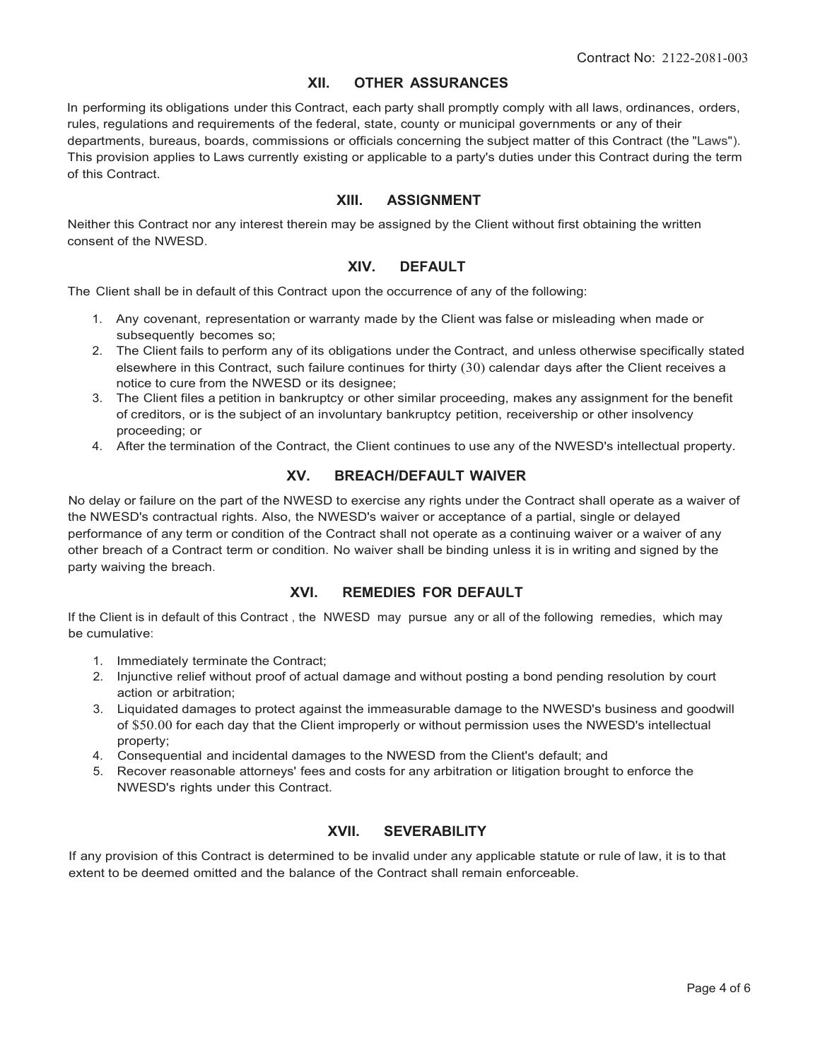Contract No: 2122-2081-003

## XII. OTHER ASSURANCES

In performing its obligations under this Contract, each party shall promptly comply with all laws, ordinances, orders, rules, regulations and requirements of the federal, state, county or municipal governments or any of their departments, bureaus, boards, commissions or officials concerning the subject matter of this Contract (the "Laws"). This provision applies to Laws currently existing or applicable to a party's duties under this Contract during the term of this Contract.

## XIII. ASSIGNMENT

Neither this Contract nor any interest therein may be assigned by the Client without first obtaining the written consent of the NWESD.

## XIV. DEFAULT

The Client shall be in default of this Contract upon the occurrence of any of the following:

1. Any covenant, representation or warranty made by the Client was false or misleading when made or subsequently becomes so;
2. The Client fails to perform any of its obligations under the Contract, and unless otherwise specifically stated elsewhere in this Contract, such failure continues for thirty (30) calendar days after the Client receives a notice to cure from the NWESD or its designee;
3. The Client files a petition in bankruptcy or other similar proceeding, makes any assignment for the benefit of creditors, or is the subject of an involuntary bankruptcy petition, receivership or other insolvency proceeding; or
4. After the termination of the Contract, the Client continues to use any of the NWESD's intellectual property.

## XV. BREACH/DEFAULT WAIVER

No delay or failure on the part of the NWESD to exercise any rights under the Contract shall operate as a waiver of the NWESD's contractual rights. Also, the NWESD's waiver or acceptance of a partial, single or delayed performance of any term or condition of the Contract shall not operate as a continuing waiver or a waiver of any other breach of a Contract term or condition. No waiver shall be binding unless it is in writing and signed by the party waiving the breach.

## XVI. REMEDIES FOR DEFAULT

If the Client is in default of this Contract , the NWESD may pursue any or all of the following remedies, which may be cumulative:

1. Immediately terminate the Contract;
2. Injunctive relief without proof of actual damage and without posting a bond pending resolution by court action or arbitration;
3. Liquidated damages to protect against the immeasurable damage to the NWESD's business and goodwill of $50.00 for each day that the Client improperly or without permission uses the NWESD's intellectual property;
4. Consequential and incidental damages to the NWESD from the Client's default; and
5. Recover reasonable attorneys' fees and costs for any arbitration or litigation brought to enforce the NWESD's rights under this Contract.

## XVII. SEVERABILITY

If any provision of this Contract is determined to be invalid under any applicable statute or rule of law, it is to that extent to be deemed omitted and the balance of the Contract shall remain enforceable.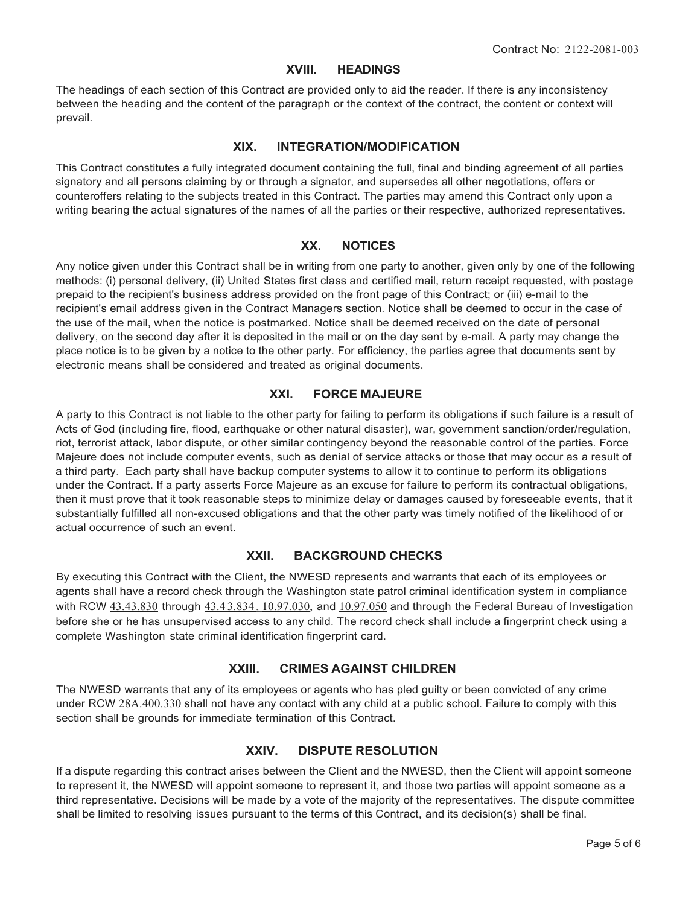## XVIII. HEADINGS

The headings of each section of this Contract are provided only to aid the reader. If there is any inconsistency between the heading and the content of the paragraph or the context of the contract, the content or context will prevail.

## XIX. INTEGRATION/MODIFICATION

This Contract constitutes a fully integrated document containing the full, final and binding agreement of all parties signatory and all persons claiming by or through a signator, and supersedes all other negotiations, offers or counteroffers relating to the subjects treated in this Contract. The parties may amend this Contract only upon a writing bearing the actual signatures of the names of all the parties or their respective, authorized representatives.

## XX. NOTICES

Any notice given under this Contract shall be in writing from one party to another, given only by one of the following methods: (i) personal delivery, (ii) United States first class and certified mail, return receipt requested, with postage prepaid to the recipient's business address provided on the front page of this Contract; or (iii) e-mail to the recipient's email address given in the Contract Managers section. Notice shall be deemed to occur in the case of the use of the mail, when the notice is postmarked. Notice shall be deemed received on the date of personal delivery, on the second day after it is deposited in the mail or on the day sent by e-mail. A party may change the place notice is to be given by a notice to the other party. For efficiency, the parties agree that documents sent by electronic means shall be considered and treated as original documents.

## XXI. FORCE MAJEURE

A party to this Contract is not liable to the other party for failing to perform its obligations if such failure is a result of Acts of God (including fire, flood, earthquake or other natural disaster), war, government sanction/order/regulation, riot, terrorist attack, labor dispute, or other similar contingency beyond the reasonable control of the parties. Force Majeure does not include computer events, such as denial of service attacks or those that may occur as a result of a third party. Each party shall have backup computer systems to allow it to continue to perform its obligations under the Contract. If a party asserts Force Majeure as an excuse for failure to perform its contractual obligations, then it must prove that it took reasonable steps to minimize delay or damages caused by foreseeable events, that it substantially fulfilled all non-excused obligations and that the other party was timely notified of the likelihood of or actual occurrence of such an event.

## XXII. BACKGROUND CHECKS

By executing this Contract with the Client, the NWESD represents and warrants that each of its employees or agents shall have a record check through the Washington state patrol criminal identification system in compliance with RCW 43.43.830 through 43.43.834, 10.97.030, and 10.97.050 and through the Federal Bureau of Investigation before she or he has unsupervised access to any child. The record check shall include a fingerprint check using a complete Washington state criminal identification fingerprint card.

## XXIII. CRIMES AGAINST CHILDREN

The NWESD warrants that any of its employees or agents who has pled guilty or been convicted of any crime under RCW 28A.400.330 shall not have any contact with any child at a public school. Failure to comply with this section shall be grounds for immediate termination of this Contract.

## XXIV. DISPUTE RESOLUTION

If a dispute regarding this contract arises between the Client and the NWESD, then the Client will appoint someone to represent it, the NWESD will appoint someone to represent it, and those two parties will appoint someone as a third representative. Decisions will be made by a vote of the majority of the representatives. The dispute committee shall be limited to resolving issues pursuant to the terms of this Contract, and its decision(s) shall be final.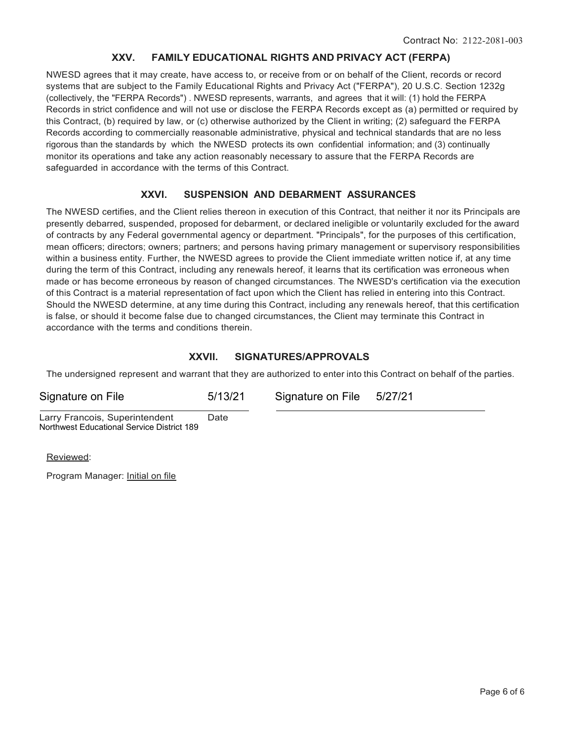Contract No: 2122-2081-003

## XXV. FAMILY EDUCATIONAL RIGHTS AND PRIVACY ACT (FERPA)

NWESD agrees that it may create, have access to, or receive from or on behalf of the Client, records or record systems that are subject to the Family Educational Rights and Privacy Act ("FERPA"), 20 U.S.C. Section 1232g (collectively, the "FERPA Records") . NWESD represents, warrants, and agrees that it will: (1) hold the FERPA Records in strict confidence and will not use or disclose the FERPA Records except as (a) permitted or required by this Contract, (b) required by law, or (c) otherwise authorized by the Client in writing; (2) safeguard the FERPA Records according to commercially reasonable administrative, physical and technical standards that are no less rigorous than the standards by which the NWESD protects its own confidential information; and (3) continually monitor its operations and take any action reasonably necessary to assure that the FERPA Records are safeguarded in accordance with the terms of this Contract.

## XXVI. SUSPENSION AND DEBARMENT ASSURANCES

The NWESD certifies, and the Client relies thereon in execution of this Contract, that neither it nor its Principals are presently debarred, suspended, proposed for debarment, or declared ineligible or voluntarily excluded for the award of contracts by any Federal governmental agency or department. "Principals", for the purposes of this certification, mean officers; directors; owners; partners; and persons having primary management or supervisory responsibilities within a business entity. Further, the NWESD agrees to provide the Client immediate written notice if, at any time during the term of this Contract, including any renewals hereof, it learns that its certification was erroneous when made or has become erroneous by reason of changed circumstances. The NWESD's certification via the execution of this Contract is a material representation of fact upon which the Client has relied in entering into this Contract. Should the NWESD determine, at any time during this Contract, including any renewals hereof, that this certification is false, or should it become false due to changed circumstances, the Client may terminate this Contract in accordance with the terms and conditions therein.

## XXVII. SIGNATURES/APPROVALS

The undersigned represent and warrant that they are authorized to enter into this Contract on behalf of the parties.

| | | | |
|---|---|---|---|
| Signature on File | 5/13/21 | Signature on File | 5/27/21 |
| Larry Francois, Superintendent<br>Northwest Educational Service District 189 | Date | | |

Reviewed:

Program Manager: Initial on file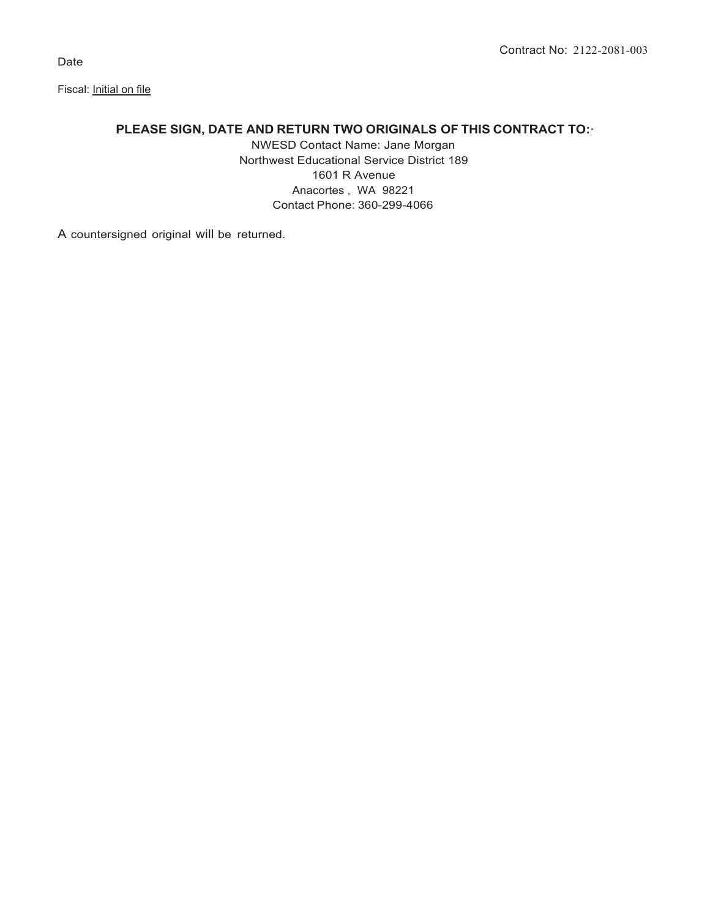Date

Contract No: 2122-2081-003

Fiscal: Initial on file

**PLEASE SIGN, DATE AND RETURN TWO ORIGINALS OF THIS CONTRACT TO:**

NWESD Contact Name: Jane Morgan
Northwest Educational Service District 189
1601 R Avenue
Anacortes , WA 98221
Contact Phone: 360-299-4066

A countersigned original will be returned.